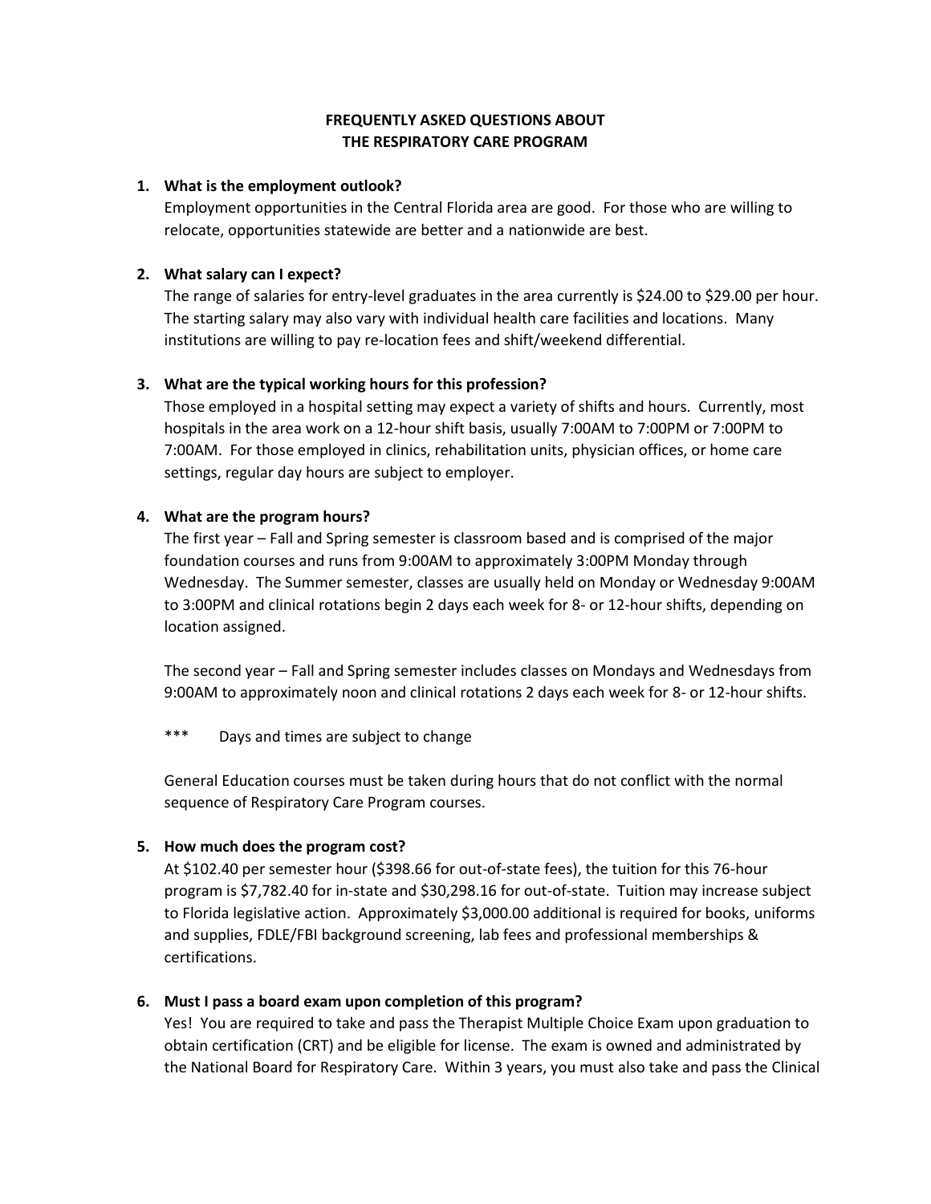# FREQUENTLY ASKED QUESTIONS ABOUT THE RESPIRATORY CARE PROGRAM

1. **What is the employment outlook?**
   Employment opportunities in the Central Florida area are good. For those who are willing to relocate, opportunities statewide are better and a nationwide are best.

2. **What salary can I expect?**
   The range of salaries for entry-level graduates in the area currently is $24.00 to $29.00 per hour. The starting salary may also vary with individual health care facilities and locations. Many institutions are willing to pay re-location fees and shift/weekend differential.

3. **What are the typical working hours for this profession?**
   Those employed in a hospital setting may expect a variety of shifts and hours. Currently, most hospitals in the area work on a 12-hour shift basis, usually 7:00AM to 7:00PM or 7:00PM to 7:00AM. For those employed in clinics, rehabilitation units, physician offices, or home care settings, regular day hours are subject to employer.

4. **What are the program hours?**
   The first year – Fall and Spring semester is classroom based and is comprised of the major foundation courses and runs from 9:00AM to approximately 3:00PM Monday through Wednesday. The Summer semester, classes are usually held on Monday or Wednesday 9:00AM to 3:00PM and clinical rotations begin 2 days each week for 8- or 12-hour shifts, depending on location assigned.

   The second year – Fall and Spring semester includes classes on Mondays and Wednesdays from 9:00AM to approximately noon and clinical rotations 2 days each week for 8- or 12-hour shifts.

   *** Days and times are subject to change

   General Education courses must be taken during hours that do not conflict with the normal sequence of Respiratory Care Program courses.

5. **How much does the program cost?**
   At $102.40 per semester hour ($398.66 for out-of-state fees), the tuition for this 76-hour program is $7,782.40 for in-state and $30,298.16 for out-of-state. Tuition may increase subject to Florida legislative action. Approximately $3,000.00 additional is required for books, uniforms and supplies, FDLE/FBI background screening, lab fees and professional memberships & certifications.

6. **Must I pass a board exam upon completion of this program?**
   Yes! You are required to take and pass the Therapist Multiple Choice Exam upon graduation to obtain certification (CRT) and be eligible for license. The exam is owned and administrated by the National Board for Respiratory Care. Within 3 years, you must also take and pass the Clinical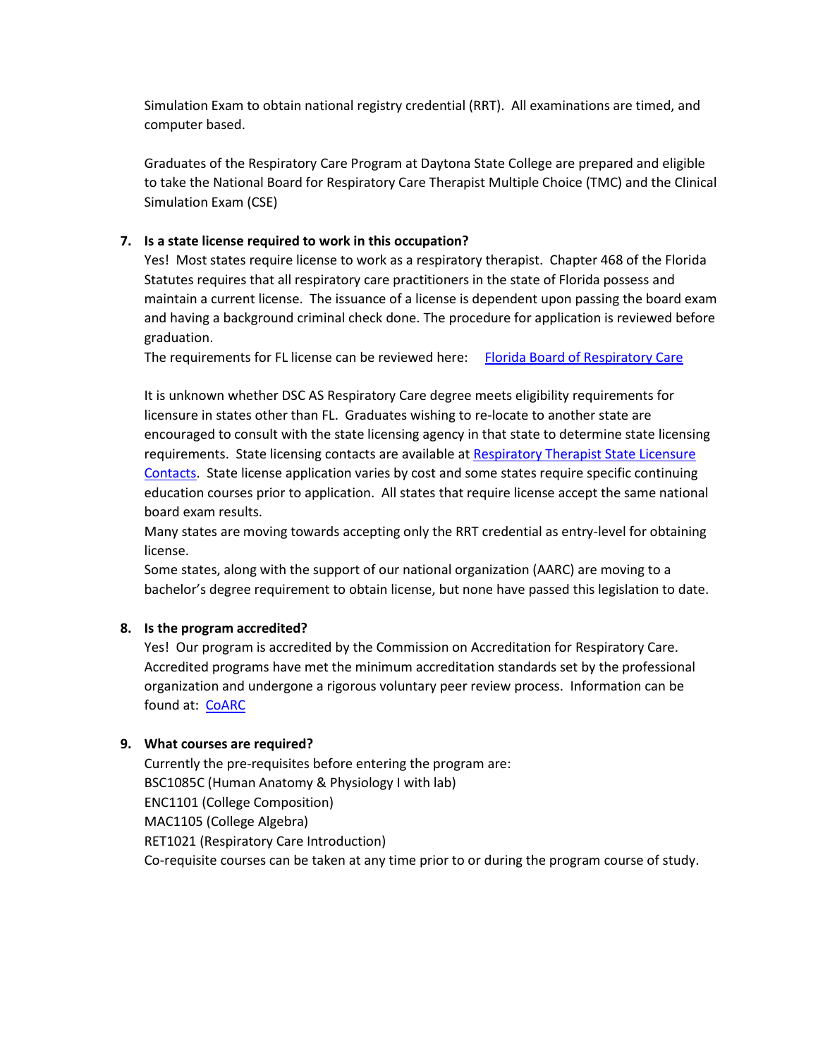Simulation Exam to obtain national registry credential (RRT). All examinations are timed, and computer based.

Graduates of the Respiratory Care Program at Daytona State College are prepared and eligible to take the National Board for Respiratory Care Therapist Multiple Choice (TMC) and the Clinical Simulation Exam (CSE)

7. **Is a state license required to work in this occupation?**
   Yes! Most states require license to work as a respiratory therapist. Chapter 468 of the Florida Statutes requires that all respiratory care practitioners in the state of Florida possess and maintain a current license. The issuance of a license is dependent upon passing the board exam and having a background criminal check done. The procedure for application is reviewed before graduation.
   The requirements for FL license can be reviewed here: Florida Board of Respiratory Care

   It is unknown whether DSC AS Respiratory Care degree meets eligibility requirements for licensure in states other than FL. Graduates wishing to re-locate to another state are encouraged to consult with the state licensing agency in that state to determine state licensing requirements. State licensing contacts are available at Respiratory Therapist State Licensure Contacts. State license application varies by cost and some states require specific continuing education courses prior to application. All states that require license accept the same national board exam results.
   Many states are moving towards accepting only the RRT credential as entry-level for obtaining license.
   Some states, along with the support of our national organization (AARC) are moving to a bachelor's degree requirement to obtain license, but none have passed this legislation to date.

8. **Is the program accredited?**
   Yes! Our program is accredited by the Commission on Accreditation for Respiratory Care. Accredited programs have met the minimum accreditation standards set by the professional organization and undergone a rigorous voluntary peer review process. Information can be found at: CoARC

9. **What courses are required?**
   Currently the pre-requisites before entering the program are:
   BSC1085C (Human Anatomy & Physiology I with lab)
   ENC1101 (College Composition)
   MAC1105 (College Algebra)
   RET1021 (Respiratory Care Introduction)
   Co-requisite courses can be taken at any time prior to or during the program course of study.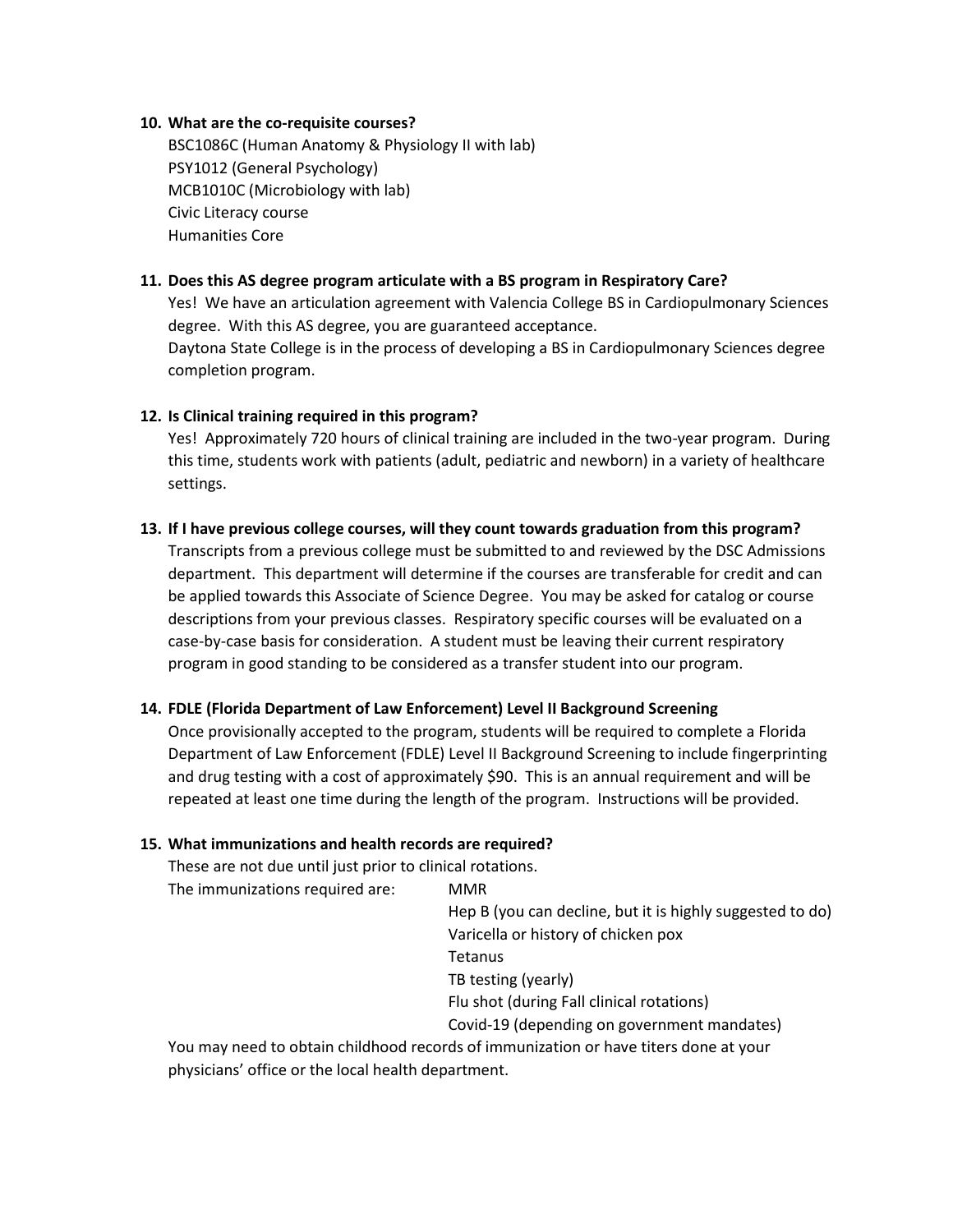**10. What are the co-requisite courses?**

BSC1086C (Human Anatomy & Physiology II with lab)
PSY1012 (General Psychology)
MCB1010C (Microbiology with lab)
Civic Literacy course
Humanities Core

**11. Does this AS degree program articulate with a BS program in Respiratory Care?**

Yes! We have an articulation agreement with Valencia College BS in Cardiopulmonary Sciences degree. With this AS degree, you are guaranteed acceptance.
Daytona State College is in the process of developing a BS in Cardiopulmonary Sciences degree completion program.

**12. Is Clinical training required in this program?**

Yes! Approximately 720 hours of clinical training are included in the two-year program. During this time, students work with patients (adult, pediatric and newborn) in a variety of healthcare settings.

**13. If I have previous college courses, will they count towards graduation from this program?**

Transcripts from a previous college must be submitted to and reviewed by the DSC Admissions department. This department will determine if the courses are transferable for credit and can be applied towards this Associate of Science Degree. You may be asked for catalog or course descriptions from your previous classes. Respiratory specific courses will be evaluated on a case-by-case basis for consideration. A student must be leaving their current respiratory program in good standing to be considered as a transfer student into our program.

**14. FDLE (Florida Department of Law Enforcement) Level II Background Screening**

Once provisionally accepted to the program, students will be required to complete a Florida Department of Law Enforcement (FDLE) Level II Background Screening to include fingerprinting and drug testing with a cost of approximately $90. This is an annual requirement and will be repeated at least one time during the length of the program. Instructions will be provided.

**15. What immunizations and health records are required?**

These are not due until just prior to clinical rotations.

The immunizations required are:

- MMR
- Hep B (you can decline, but it is highly suggested to do)
- Varicella or history of chicken pox
- Tetanus
- TB testing (yearly)
- Flu shot (during Fall clinical rotations)
- Covid-19 (depending on government mandates)

You may need to obtain childhood records of immunization or have titers done at your physicians' office or the local health department.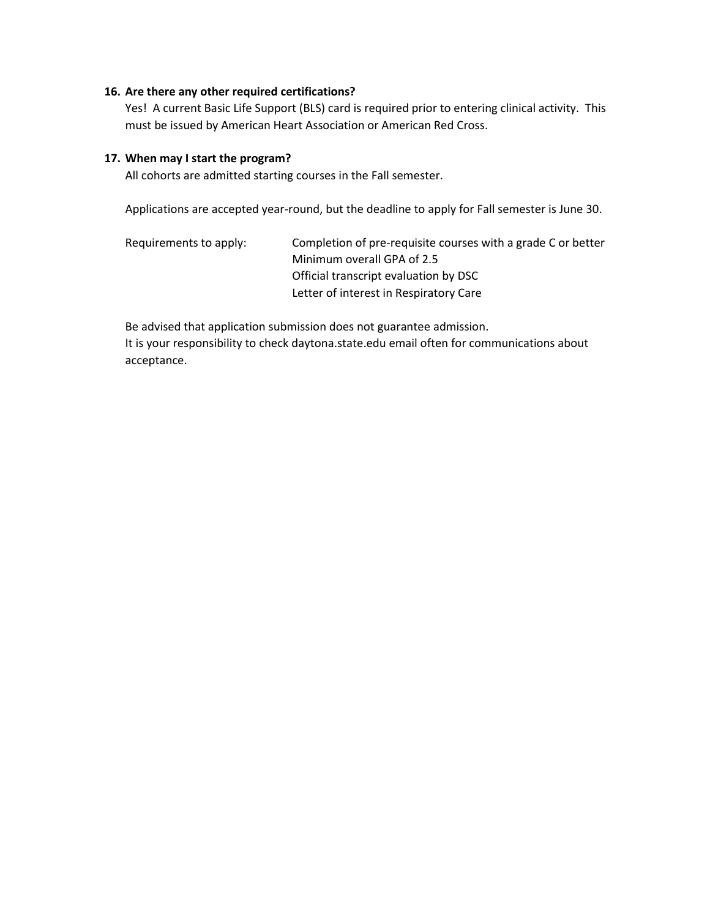**16. Are there any other required certifications?**

Yes! A current Basic Life Support (BLS) card is required prior to entering clinical activity. This must be issued by American Heart Association or American Red Cross.

**17. When may I start the program?**

All cohorts are admitted starting courses in the Fall semester.

Applications are accepted year-round, but the deadline to apply for Fall semester is June 30.

| | |
|---|---|
| Requirements to apply: | Completion of pre-requisite courses with a grade C or better |
| | Minimum overall GPA of 2.5 |
| | Official transcript evaluation by DSC |
| | Letter of interest in Respiratory Care |

Be advised that application submission does not guarantee admission.
It is your responsibility to check daytona.state.edu email often for communications about acceptance.